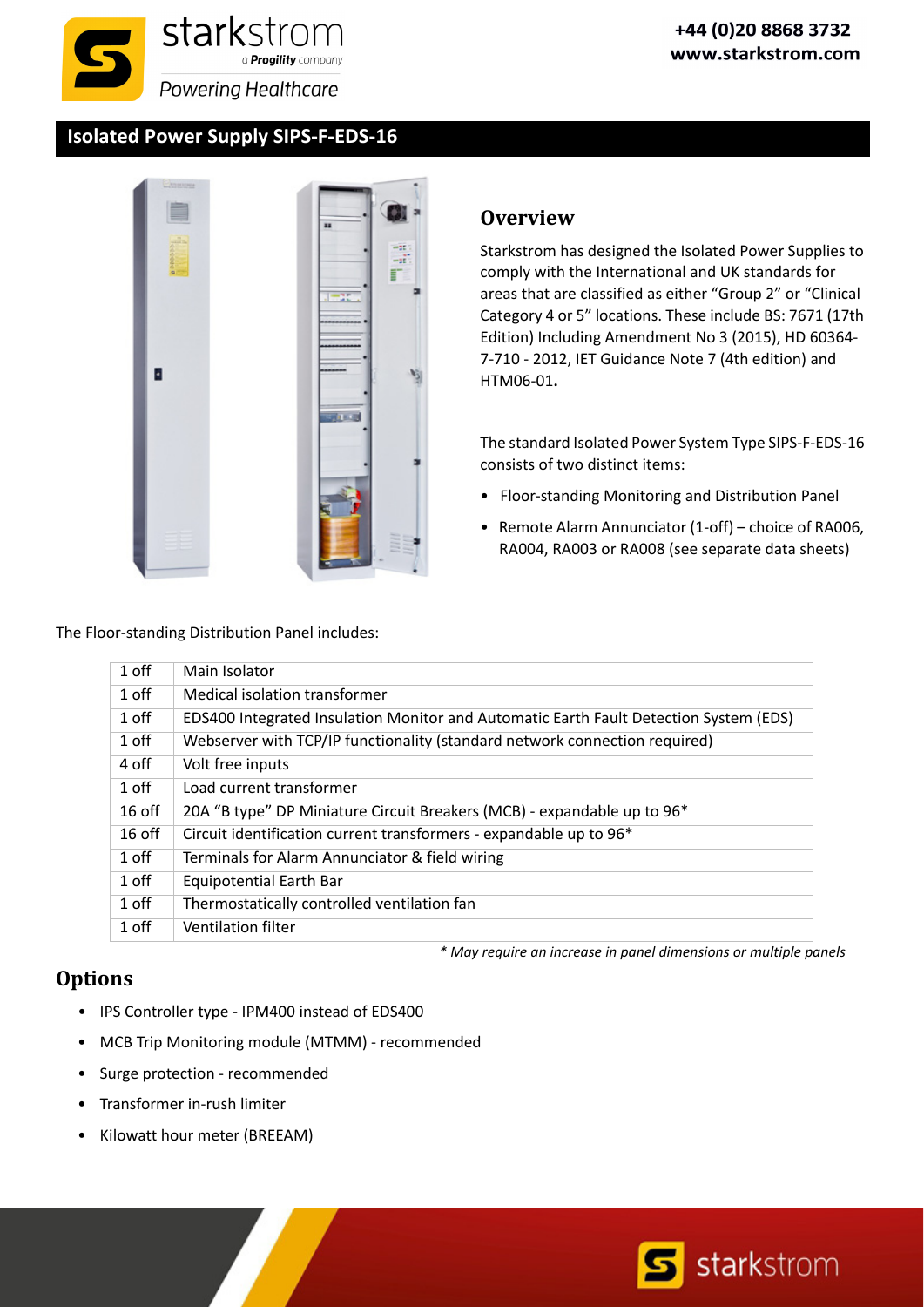starkstrom
a Progility company
Powering Healthcare

+44 (0)20 8868 3732
www.starkstrom.com

# Isolated Power Supply SIPS-F-EDS-16

## Overview

Starkstrom has designed the Isolated Power Supplies to comply with the International and UK standards for areas that are classified as either "Group 2" or "Clinical Category 4 or 5" locations. These include BS: 7671 (17th Edition) Including Amendment No 3 (2015), HD 60364-7-710 - 2012, IET Guidance Note 7 (4th edition) and HTM06-01.

The standard Isolated Power System Type SIPS-F-EDS-16 consists of two distinct items:

- Floor-standing Monitoring and Distribution Panel
- Remote Alarm Annunciator (1-off) – choice of RA006, RA004, RA003 or RA008 (see separate data sheets)

The Floor-standing Distribution Panel includes:

| | |
|---|---|
| 1 off | Main Isolator |
| 1 off | Medical isolation transformer |
| 1 off | EDS400 Integrated Insulation Monitor and Automatic Earth Fault Detection System (EDS) |
| 1 off | Webserver with TCP/IP functionality (standard network connection required) |
| 4 off | Volt free inputs |
| 1 off | Load current transformer |
| 16 off | 20A "B type" DP Miniature Circuit Breakers (MCB) - expandable up to 96* |
| 16 off | Circuit identification current transformers - expandable up to 96* |
| 1 off | Terminals for Alarm Annunciator & field wiring |
| 1 off | Equipotential Earth Bar |
| 1 off | Thermostatically controlled ventilation fan |
| 1 off | Ventilation filter |

*\* May require an increase in panel dimensions or multiple panels*

## Options

- IPS Controller type - IPM400 instead of EDS400
- MCB Trip Monitoring module (MTMM) - recommended
- Surge protection - recommended
- Transformer in-rush limiter
- Kilowatt hour meter (BREEAM)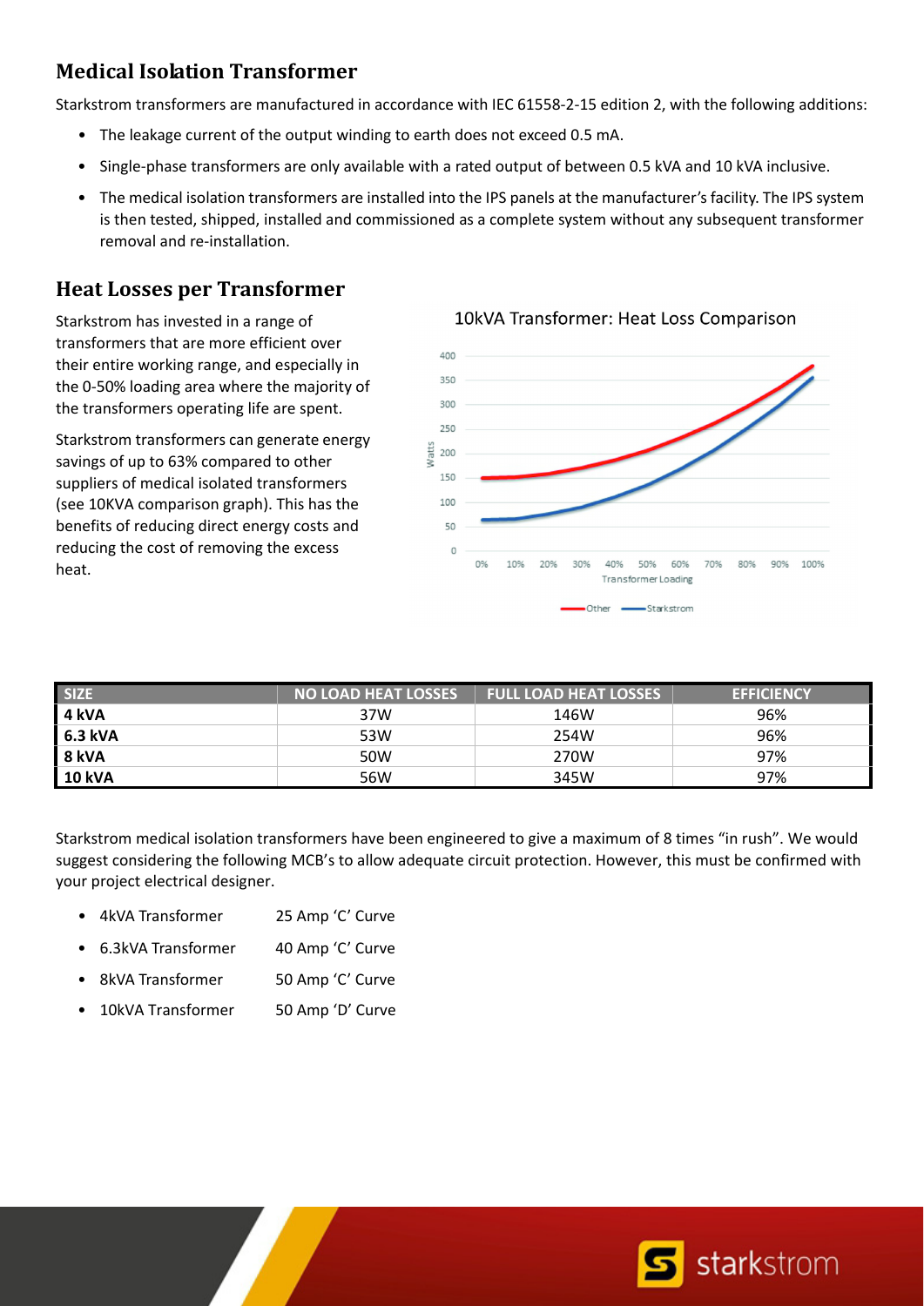## Medical Isolation Transformer

Starkstrom transformers are manufactured in accordance with IEC 61558-2-15 edition 2, with the following additions:

- The leakage current of the output winding to earth does not exceed 0.5 mA.
- Single-phase transformers are only available with a rated output of between 0.5 kVA and 10 kVA inclusive.
- The medical isolation transformers are installed into the IPS panels at the manufacturer's facility. The IPS system is then tested, shipped, installed and commissioned as a complete system without any subsequent transformer removal and re-installation.

## Heat Losses per Transformer

Starkstrom has invested in a range of transformers that are more efficient over their entire working range, and especially in the 0-50% loading area where the majority of the transformers operating life are spent.

Starkstrom transformers can generate energy savings of up to 63% compared to other suppliers of medical isolated transformers (see 10KVA comparison graph). This has the benefits of reducing direct energy costs and reducing the cost of removing the excess heat.

10kVA Transformer: Heat Loss Comparison

| SIZE | NO LOAD HEAT LOSSES | FULL LOAD HEAT LOSSES | EFFICIENCY |
|---|---|---|---|
| **4 kVA** | 37W | 146W | 96% |
| **6.3 kVA** | 53W | 254W | 96% |
| **8 kVA** | 50W | 270W | 97% |
| **10 kVA** | 56W | 345W | 97% |

Starkstrom medical isolation transformers have been engineered to give a maximum of 8 times "in rush". We would suggest considering the following MCB's to allow adequate circuit protection. However, this must be confirmed with your project electrical designer.

- 4kVA Transformer 25 Amp 'C' Curve
- 6.3kVA Transformer 40 Amp 'C' Curve
- 8kVA Transformer 50 Amp 'C' Curve
- 10kVA Transformer 50 Amp 'D' Curve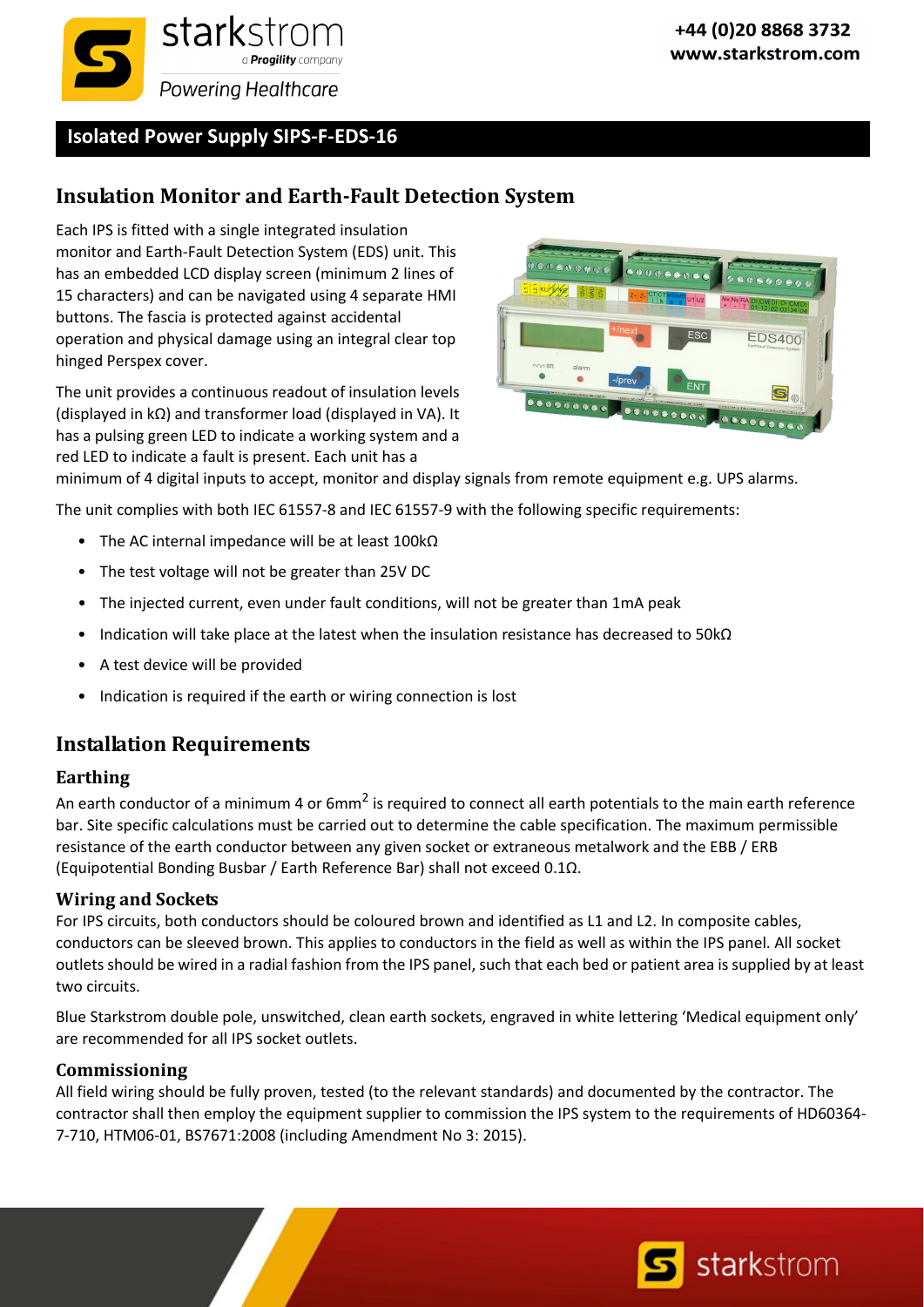## Isolated Power Supply SIPS-F-EDS-16

# Insulation Monitor and Earth-Fault Detection System

Each IPS is fitted with a single integrated insulation monitor and Earth-Fault Detection System (EDS) unit. This has an embedded LCD display screen (minimum 2 lines of 15 characters) and can be navigated using 4 separate HMI buttons. The fascia is protected against accidental operation and physical damage using an integral clear top hinged Perspex cover.

The unit provides a continuous readout of insulation levels (displayed in kΩ) and transformer load (displayed in VA). It has a pulsing green LED to indicate a working system and a red LED to indicate a fault is present. Each unit has a minimum of 4 digital inputs to accept, monitor and display signals from remote equipment e.g. UPS alarms.

The unit complies with both IEC 61557-8 and IEC 61557-9 with the following specific requirements:

- The AC internal impedance will be at least 100kΩ
- The test voltage will not be greater than 25V DC
- The injected current, even under fault conditions, will not be greater than 1mA peak
- Indication will take place at the latest when the insulation resistance has decreased to 50kΩ
- A test device will be provided
- Indication is required if the earth or wiring connection is lost

# Installation Requirements

### Earthing

An earth conductor of a minimum 4 or 6mm$^2$ is required to connect all earth potentials to the main earth reference bar. Site specific calculations must be carried out to determine the cable specification. The maximum permissible resistance of the earth conductor between any given socket or extraneous metalwork and the EBB / ERB (Equipotential Bonding Busbar / Earth Reference Bar) shall not exceed 0.1Ω.

### Wiring and Sockets

For IPS circuits, both conductors should be coloured brown and identified as L1 and L2. In composite cables, conductors can be sleeved brown. This applies to conductors in the field as well as within the IPS panel. All socket outlets should be wired in a radial fashion from the IPS panel, such that each bed or patient area is supplied by at least two circuits.

Blue Starkstrom double pole, unswitched, clean earth sockets, engraved in white lettering 'Medical equipment only' are recommended for all IPS socket outlets.

### Commissioning

All field wiring should be fully proven, tested (to the relevant standards) and documented by the contractor. The contractor shall then employ the equipment supplier to commission the IPS system to the requirements of HD60364-7-710, HTM06-01, BS7671:2008 (including Amendment No 3: 2015).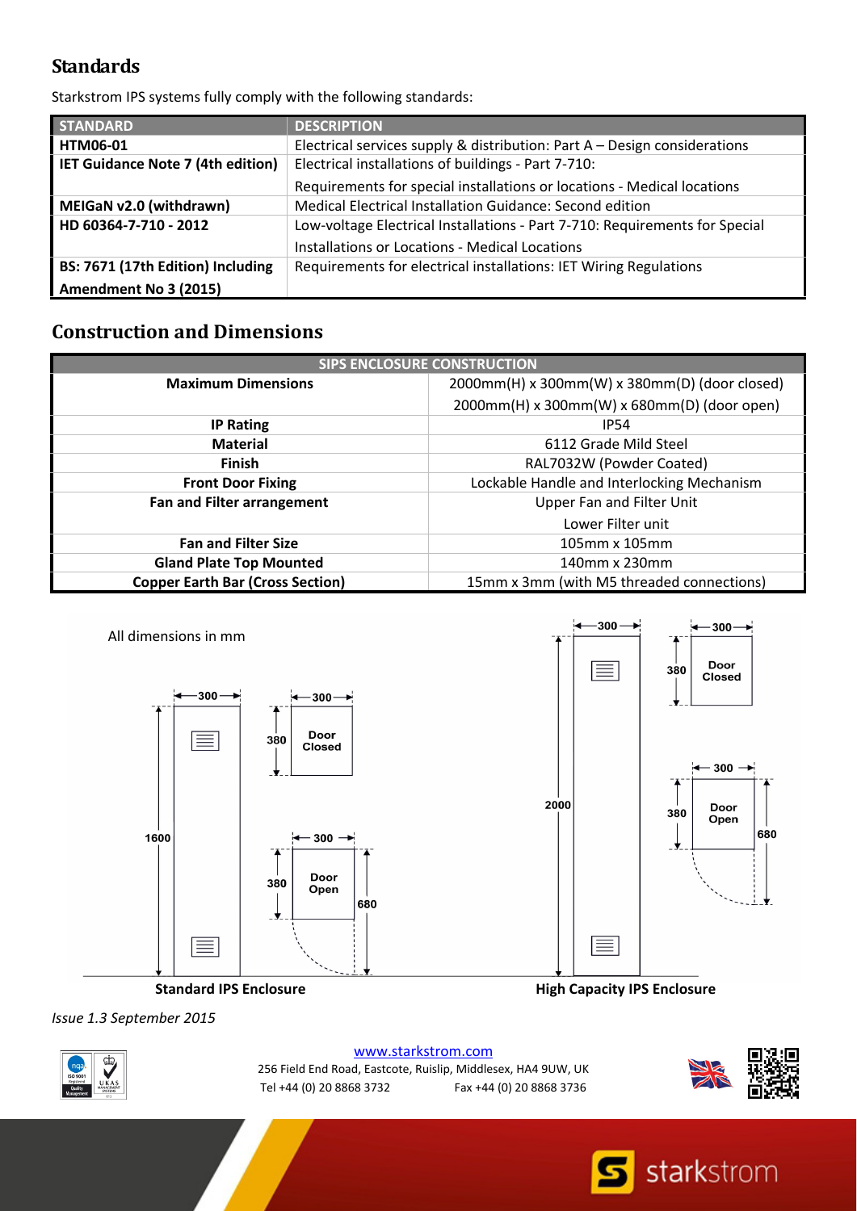## Standards

Starkstrom IPS systems fully comply with the following standards:

| STANDARD | DESCRIPTION |
|---|---|
| **HTM06-01** | Electrical services supply & distribution: Part A – Design considerations |
| **IET Guidance Note 7 (4th edition)** | Electrical installations of buildings - Part 7-710: Requirements for special installations or locations - Medical locations |
| **MEIGaN v2.0 (withdrawn)** | Medical Electrical Installation Guidance: Second edition |
| **HD 60364-7-710 - 2012** | Low-voltage Electrical Installations - Part 7-710: Requirements for Special Installations or Locations - Medical Locations |
| **BS: 7671 (17th Edition) Including Amendment No 3 (2015)** | Requirements for electrical installations: IET Wiring Regulations |

## Construction and Dimensions

| SIPS ENCLOSURE CONSTRUCTION | |
|---|---|
| **Maximum Dimensions** | 2000mm(H) x 300mm(W) x 380mm(D) (door closed)<br>2000mm(H) x 300mm(W) x 680mm(D) (door open) |
| **IP Rating** | IP54 |
| **Material** | 6112 Grade Mild Steel |
| **Finish** | RAL7032W (Powder Coated) |
| **Front Door Fixing** | Lockable Handle and Interlocking Mechanism |
| **Fan and Filter arrangement** | Upper Fan and Filter Unit<br>Lower Filter unit |
| **Fan and Filter Size** | 105mm x 105mm |
| **Gland Plate Top Mounted** | 140mm x 230mm |
| **Copper Earth Bar (Cross Section)** | 15mm x 3mm (with M5 threaded connections) |

All dimensions in mm

300
300
380
Door Closed
1600
300
380
Door Open
680

**Standard IPS Enclosure**

300
300
380
Door Closed
2000
300
380
Door Open
680

**High Capacity IPS Enclosure**

*Issue 1.3 September 2015*

www.starkstrom.com
256 Field End Road, Eastcote, Ruislip, Middlesex, HA4 9UW, UK
Tel +44 (0) 20 8868 3732 Fax +44 (0) 20 8868 3736